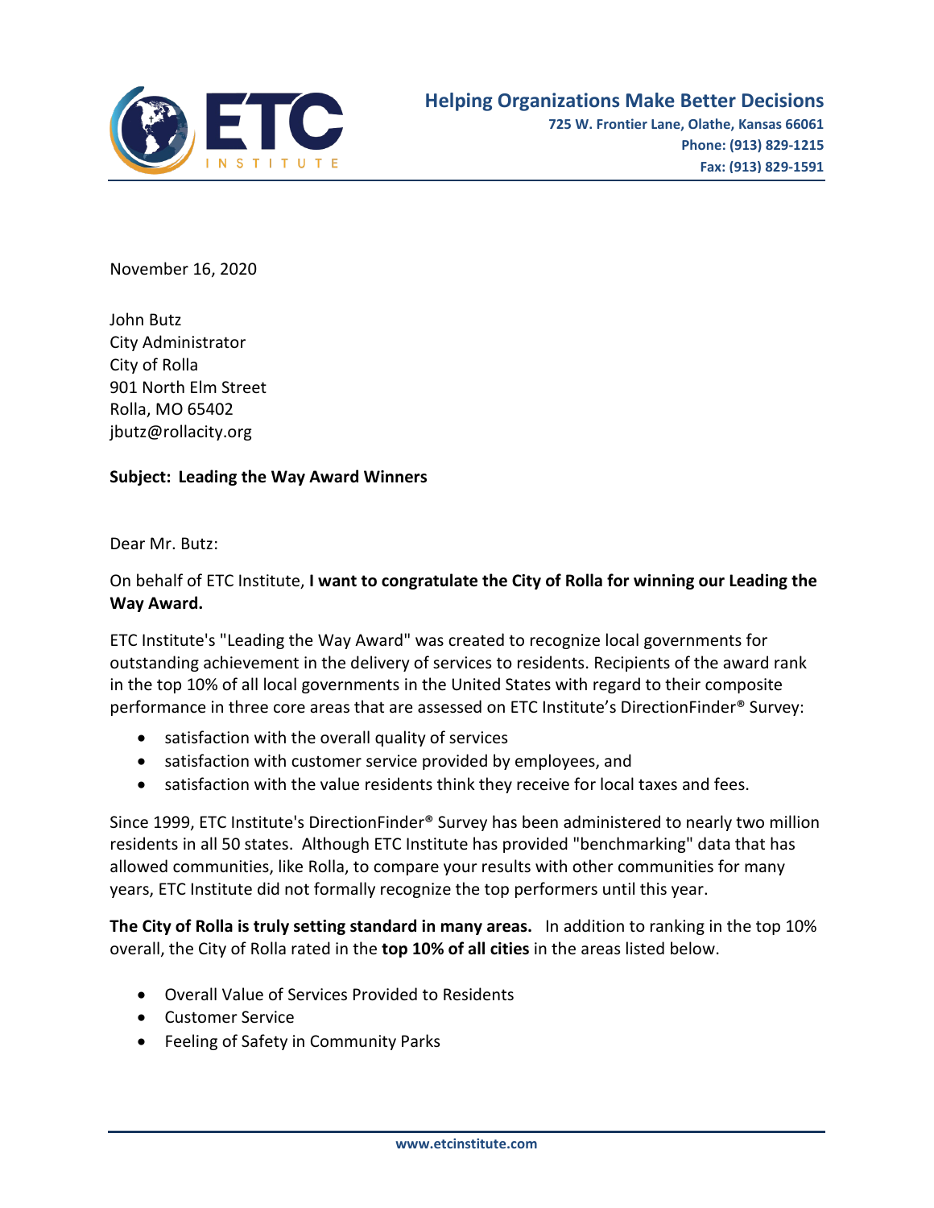**ETC INSTITUTE**

**Helping Organizations Make Better Decisions**
**725 W. Frontier Lane, Olathe, Kansas 66061**
**Phone: (913) 829-1215**
**Fax: (913) 829-1591**

November 16, 2020

John Butz
City Administrator
City of Rolla
901 North Elm Street
Rolla, MO 65402
jbutz@rollacity.org

**Subject: Leading the Way Award Winners**

Dear Mr. Butz:

On behalf of ETC Institute, **I want to congratulate the City of Rolla for winning our Leading the Way Award.**

ETC Institute's "Leading the Way Award" was created to recognize local governments for outstanding achievement in the delivery of services to residents. Recipients of the award rank in the top 10% of all local governments in the United States with regard to their composite performance in three core areas that are assessed on ETC Institute's DirectionFinder® Survey:

- satisfaction with the overall quality of services
- satisfaction with customer service provided by employees, and
- satisfaction with the value residents think they receive for local taxes and fees.

Since 1999, ETC Institute's DirectionFinder® Survey has been administered to nearly two million residents in all 50 states. Although ETC Institute has provided "benchmarking" data that has allowed communities, like Rolla, to compare your results with other communities for many years, ETC Institute did not formally recognize the top performers until this year.

**The City of Rolla is truly setting standard in many areas.** In addition to ranking in the top 10% overall, the City of Rolla rated in the **top 10% of all cities** in the areas listed below.

- Overall Value of Services Provided to Residents
- Customer Service
- Feeling of Safety in Community Parks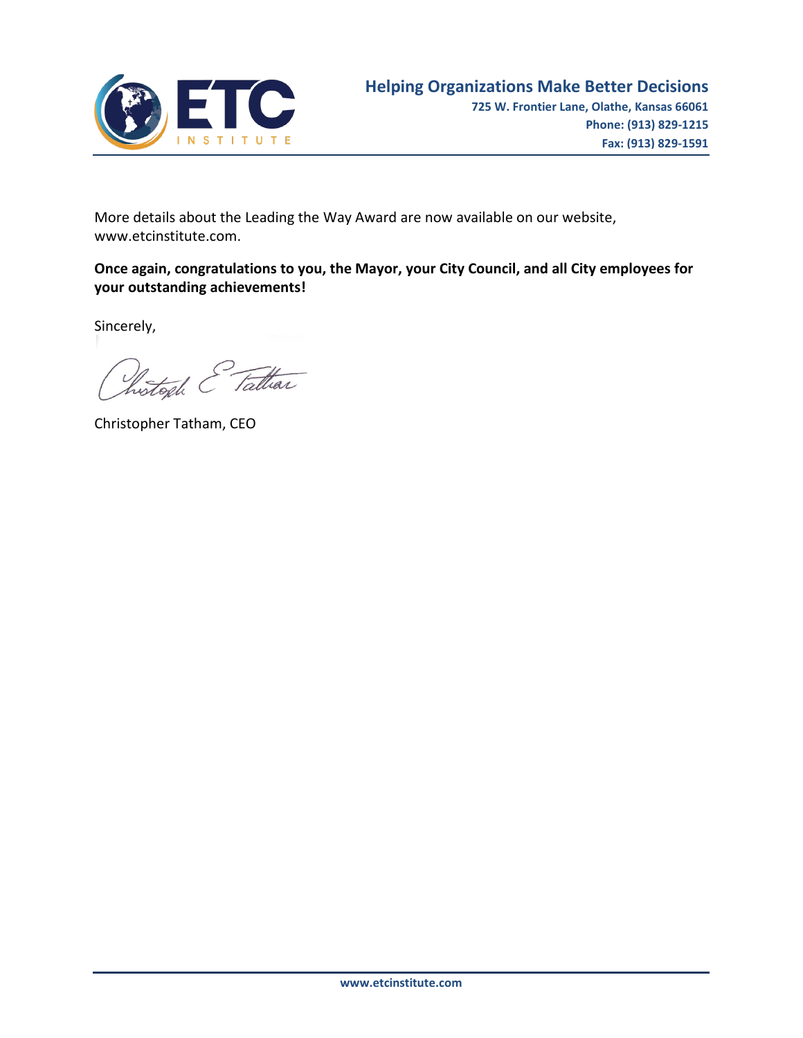More details about the Leading the Way Award are now available on our website, www.etcinstitute.com.

**Once again, congratulations to you, the Mayor, your City Council, and all City employees for your outstanding achievements!**

Sincerely,

Christopher Tatham, CEO